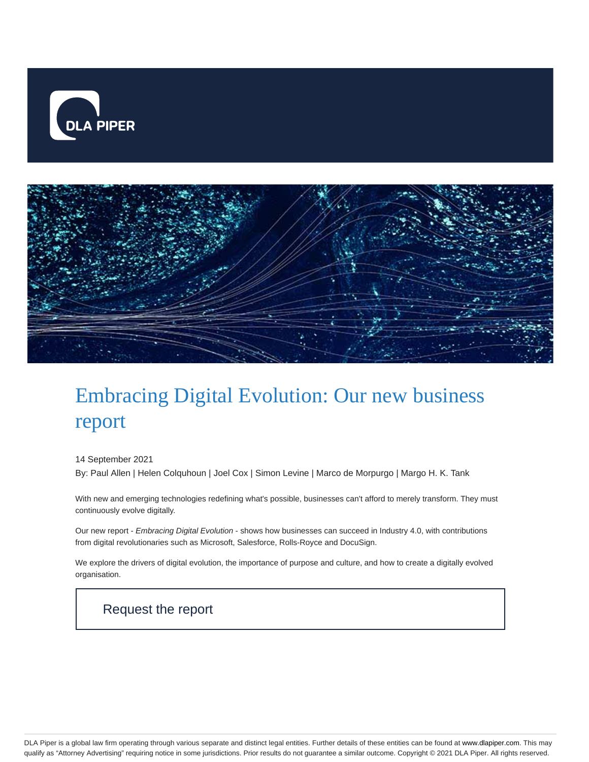DLA PIPER

# Embracing Digital Evolution: Our new business report

14 September 2021

By: Paul Allen | Helen Colquhoun | Joel Cox | Simon Levine | Marco de Morpurgo | Margo H. K. Tank

With new and emerging technologies redefining what's possible, businesses can't afford to merely transform. They must continuously evolve digitally.

Our new report - *Embracing Digital Evolution* - shows how businesses can succeed in Industry 4.0, with contributions from digital revolutionaries such as Microsoft, Salesforce, Rolls-Royce and DocuSign.

We explore the drivers of digital evolution, the importance of purpose and culture, and how to create a digitally evolved organisation.

Request the report

DLA Piper is a global law firm operating through various separate and distinct legal entities. Further details of these entities can be found at www.dlapiper.com. This may qualify as "Attorney Advertising" requiring notice in some jurisdictions. Prior results do not guarantee a similar outcome. Copyright © 2021 DLA Piper. All rights reserved.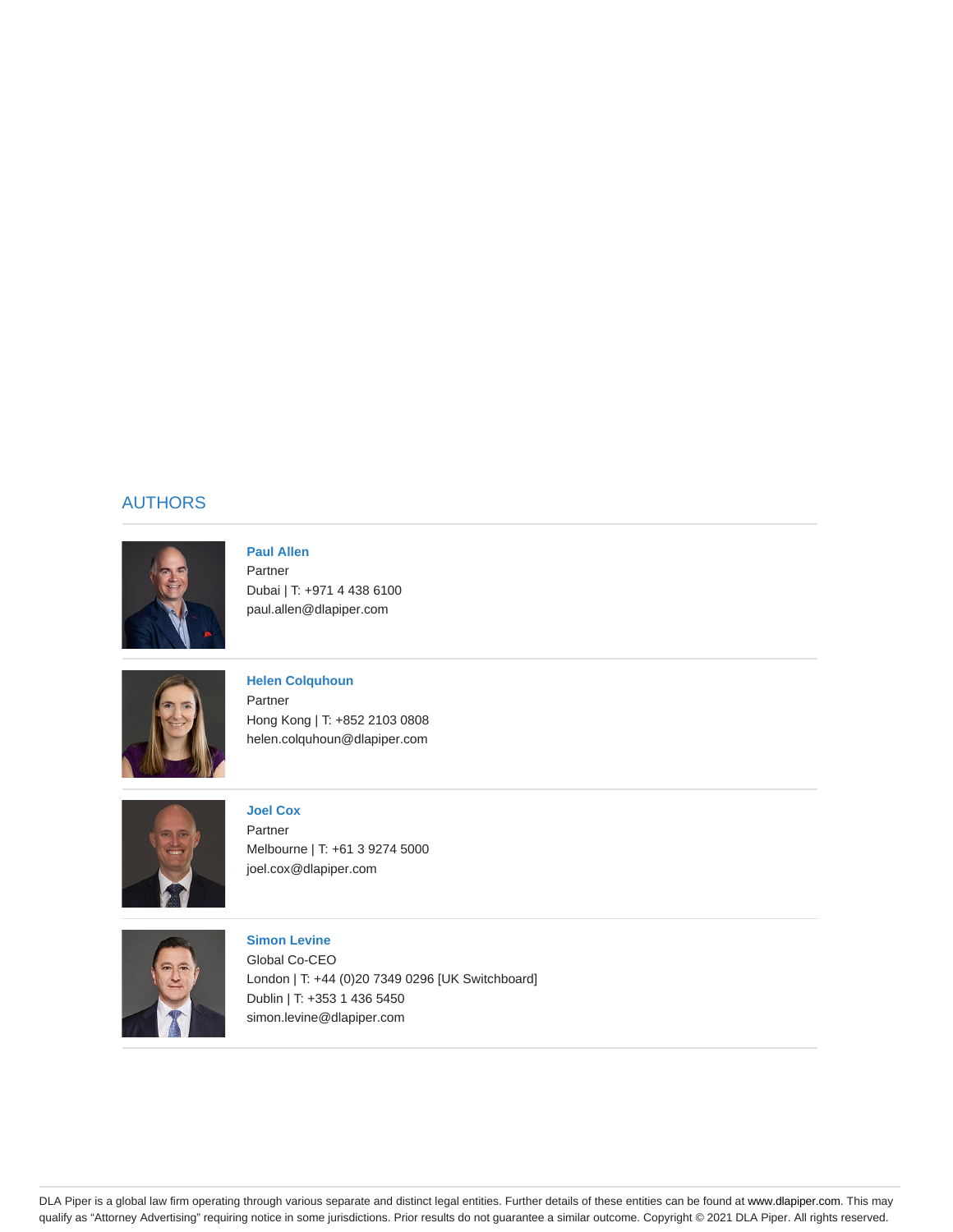## AUTHORS

**Paul Allen**
Partner
Dubai | T: +971 4 438 6100
paul.allen@dlapiper.com

**Helen Colquhoun**
Partner
Hong Kong | T: +852 2103 0808
helen.colquhoun@dlapiper.com

**Joel Cox**
Partner
Melbourne | T: +61 3 9274 5000
joel.cox@dlapiper.com

**Simon Levine**
Global Co-CEO
London | T: +44 (0)20 7349 0296 [UK Switchboard]
Dublin | T: +353 1 436 5450
simon.levine@dlapiper.com

DLA Piper is a global law firm operating through various separate and distinct legal entities. Further details of these entities can be found at www.dlapiper.com. This may qualify as "Attorney Advertising" requiring notice in some jurisdictions. Prior results do not guarantee a similar outcome. Copyright © 2021 DLA Piper. All rights reserved.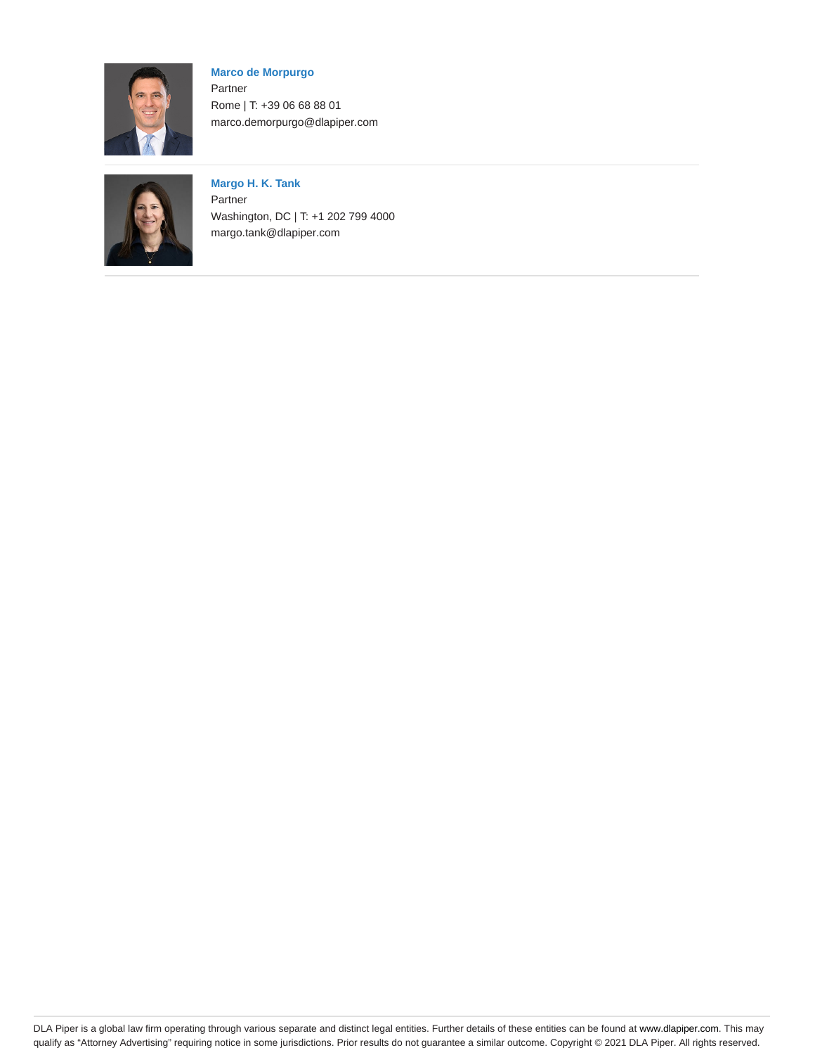**Marco de Morpurgo**
Partner
Rome | T: +39 06 68 88 01
marco.demorpurgo@dlapiper.com

---

**Margo H. K. Tank**
Partner
Washington, DC | T: +1 202 799 4000
margo.tank@dlapiper.com

---

DLA Piper is a global law firm operating through various separate and distinct legal entities. Further details of these entities can be found at www.dlapiper.com. This may qualify as "Attorney Advertising" requiring notice in some jurisdictions. Prior results do not guarantee a similar outcome. Copyright © 2021 DLA Piper. All rights reserved.